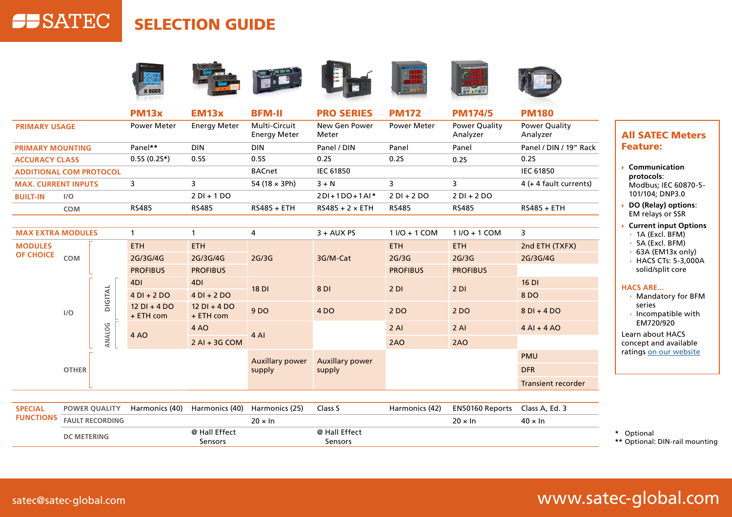# SATEC SELECTION GUIDE

| | | | PM13x | EM13x | BFM-II | PRO SERIES | PM172 | PM174/5 | PM180 |
|---|---|---|---|---|---|---|---|---|---|
| PRIMARY USAGE | | | Power Meter | Energy Meter | Multi-Circuit Energy Meter | New Gen Power Meter | Power Meter | Power Quality Analyzer | Power Quality Analyzer |
| PRIMARY MOUNTING | | | Panel** | DIN | DIN | Panel / DIN | Panel | Panel | Panel / DIN / 19" Rack |
| ACCURACY CLASS | | | 0.5S (0.2S*) | 0.5S | 0.5S | 0.2S | 0.2S | 0.2S | 0.2S |
| ADDITIONAL COM PROTOCOL | | | | | BACnet | IEC 61850 | | | IEC 61850 |
| MAX. CURRENT INPUTS | | | 3 | 3 | 54 (18 × 3Ph) | 3 + N | 3 | 3 | 4 (+ 4 fault currents) |
| BUILT-IN | I/O | | | 2 DI + 1 DO | | 2DI+1DO+1AI* | 2 DI + 2 DO | 2 DI + 2 DO | |
| | COM | | RS485 | RS485 | RS485 + ETH | RS485 + 2 × ETH | RS485 | RS485 | RS485 + ETH |
| MAX EXTRA MODULES | | | 1 | 1 | 4 | 3 + AUX PS | 1 I/O + 1 COM | 1 I/O + 1 COM | 3 |
| MODULES OF CHOICE | COM | | ETH | ETH | 2G/3G | 3G/M-Cat | ETH | ETH | 2nd ETH (TXFX) |
| | | | 2G/3G/4G | 2G/3G/4G | | | 2G/3G | 2G/3G | 2G/3G/4G |
| | | | PROFIBUS | PROFIBUS | | | PROFIBUS | PROFIBUS | |
| | I/O | DIGITAL | 4DI | 4DI | 18 DI | 8 DI | 2 DI | 2 DI | 16 DI |
| | | | 4 DI + 2 DO | 4 DI + 2 DO | | | | | 8 DO |
| | | | 12 DI + 4 DO + ETH com | 12 DI + 4 DO + ETH com | 9 DO | 4 DO | 2 DO | 2 DO | 8 DI + 4 DO |
| | | ANALOG | 4 AO | 4 AO | 4 AI | | 2 AI | 2 AI | 4 AI + 4 AO |
| | | | | 2 AI + 3G COM | | | 2AO | 2AO | |
| | OTHER | | | | Auxllary power supply | Auxllary power supply | | | PMU |
| | | | | | | | | | DFR |
| | | | | | | | | | Transient recorder |
| SPECIAL FUNCTIONS | POWER QUALITY | | Harmonics (40) | Harmonics (40) | Harmonics (25) | Class S | Harmonics (42) | EN50160 Reports | Class A, Ed. 3 |
| | FAULT RECORDING | | | | 20 × In | | | 20 × In | 40 × In |
| | DC METERING | | | @ Hall Effect Sensors | | @ Hall Effect Sensors | | | |

## All SATEC Meters Feature:

- **Communication protocols**: Modbus; IEC 60870-5-101/104; DNP3.0
- **DO (Relay) options**: EM relays or SSR
- **Current input Options**
  - 1A (Excl. BFM)
  - 5A (Excl. BFM)
  - 63A (EM13x only)
  - HACS CTs: 5-3,000A solid/split core

**HACS ARE...**

- Mandatory for BFM series
- Incompatible with EM720/920

Learn about HACS concept and available ratings on our website

\* Optional
** Optional: DIN-rail mounting

satec@satec-global.com

www.satec-global.com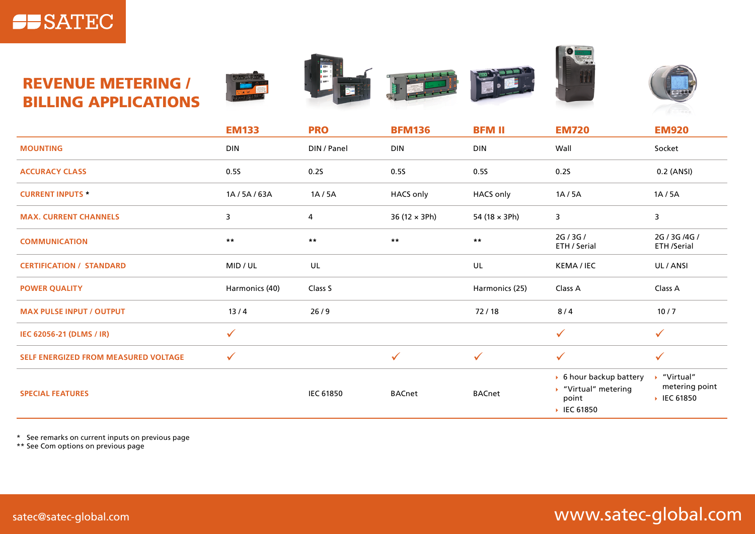# REVENUE METERING / BILLING APPLICATIONS

| | EM133 | PRO | BFM136 | BFM II | EM720 | EM920 |
|---|---|---|---|---|---|---|
| MOUNTING | DIN | DIN / Panel | DIN | DIN | Wall | Socket |
| ACCURACY CLASS | 0.5S | 0.2S | 0.5S | 0.5S | 0.2S | 0.2 (ANSI) |
| CURRENT INPUTS * | 1A / 5A / 63A | 1A / 5A | HACS only | HACS only | 1A / 5A | 1A / 5A |
| MAX. CURRENT CHANNELS | 3 | 4 | 36 (12 × 3Ph) | 54 (18 × 3Ph) | 3 | 3 |
| COMMUNICATION | ** | ** | ** | ** | 2G / 3G / ETH / Serial | 2G / 3G /4G / ETH /Serial |
| CERTIFICATION / STANDARD | MID / UL | UL | | UL | KEMA / IEC | UL / ANSI |
| POWER QUALITY | Harmonics (40) | Class S | | Harmonics (25) | Class A | Class A |
| MAX PULSE INPUT / OUTPUT | 13 / 4 | 26 / 9 | | 72 / 18 | 8 / 4 | 10 / 7 |
| IEC 62056-21 (DLMS / IR) | ✓ | | | | ✓ | ✓ |
| SELF ENERGIZED FROM MEASURED VOLTAGE | ✓ | | ✓ | ✓ | ✓ | ✓ |
| SPECIAL FEATURES | | IEC 61850 | BACnet | BACnet | ‣ 6 hour backup battery ‣ "Virtual" metering point ‣ IEC 61850 | ‣ "Virtual" metering point ‣ IEC 61850 |

\* See remarks on current inputs on previous page

** See Com options on previous page

satec@satec-global.com

www.satec-global.com